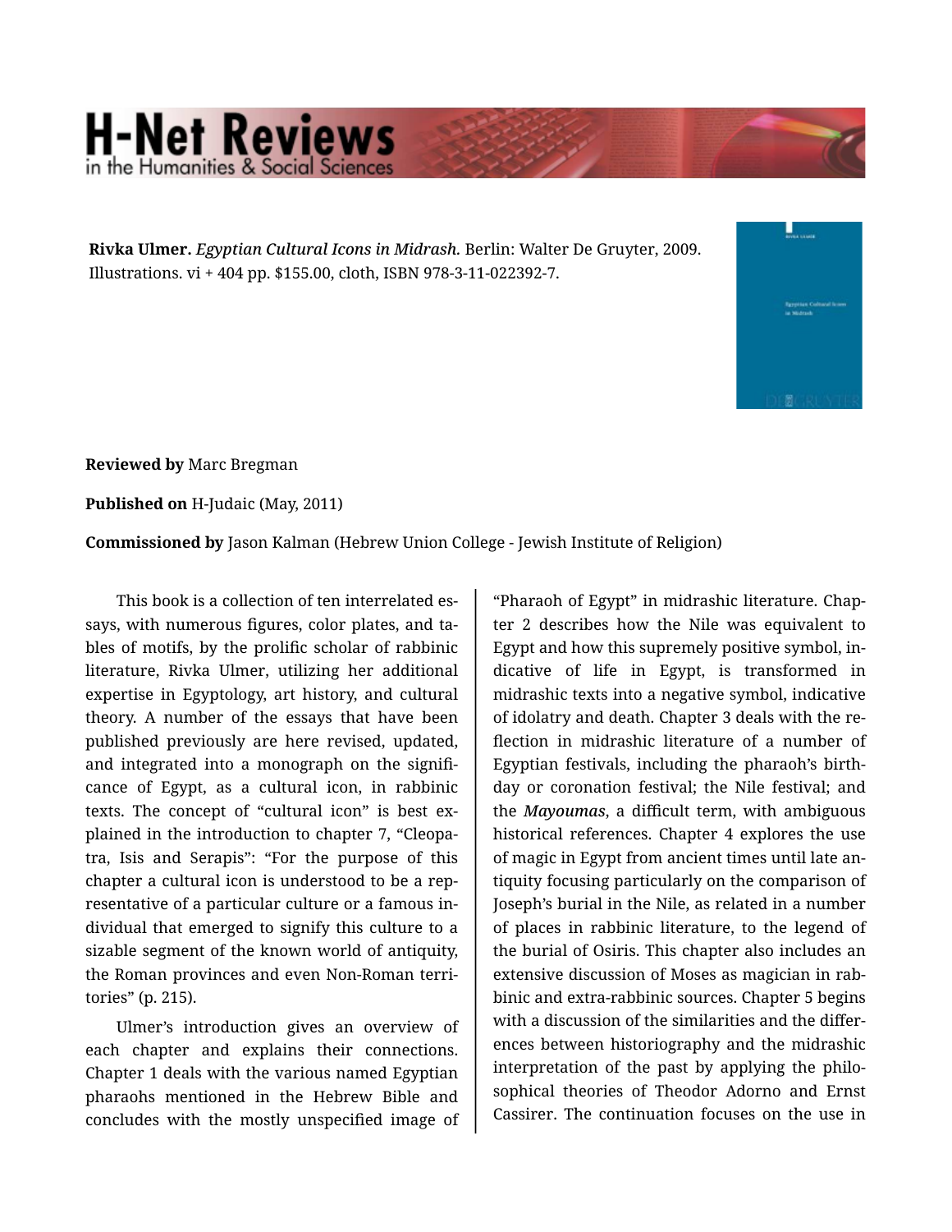**Rivka Ulmer.** *Egyptian Cultural Icons in Midrash.* Berlin: Walter De Gruyter, 2009. Illustrations. vi + 404 pp. $155.00, cloth, ISBN 978-3-11-022392-7.

**Reviewed by** Marc Bregman

**Published on** H-Judaic (May, 2011)

**Commissioned by** Jason Kalman (Hebrew Union College - Jewish Institute of Religion)

This book is a collection of ten interrelated essays, with numerous figures, color plates, and tables of motifs, by the prolific scholar of rabbinic literature, Rivka Ulmer, utilizing her additional expertise in Egyptology, art history, and cultural theory. A number of the essays that have been published previously are here revised, updated, and integrated into a monograph on the significance of Egypt, as a cultural icon, in rabbinic texts. The concept of "cultural icon" is best explained in the introduction to chapter 7, "Cleopatra, Isis and Serapis": "For the purpose of this chapter a cultural icon is understood to be a representative of a particular culture or a famous individual that emerged to signify this culture to a sizable segment of the known world of antiquity, the Roman provinces and even Non-Roman territories" (p. 215).

Ulmer's introduction gives an overview of each chapter and explains their connections. Chapter 1 deals with the various named Egyptian pharaohs mentioned in the Hebrew Bible and concludes with the mostly unspecified image of "Pharaoh of Egypt" in midrashic literature. Chapter 2 describes how the Nile was equivalent to Egypt and how this supremely positive symbol, indicative of life in Egypt, is transformed in midrashic texts into a negative symbol, indicative of idolatry and death. Chapter 3 deals with the reflection in midrashic literature of a number of Egyptian festivals, including the pharaoh's birthday or coronation festival; the Nile festival; and the ***Mayoumas***, a difficult term, with ambiguous historical references. Chapter 4 explores the use of magic in Egypt from ancient times until late antiquity focusing particularly on the comparison of Joseph's burial in the Nile, as related in a number of places in rabbinic literature, to the legend of the burial of Osiris. This chapter also includes an extensive discussion of Moses as magician in rabbinic and extra-rabbinic sources. Chapter 5 begins with a discussion of the similarities and the differences between historiography and the midrashic interpretation of the past by applying the philosophical theories of Theodor Adorno and Ernst Cassirer. The continuation focuses on the use in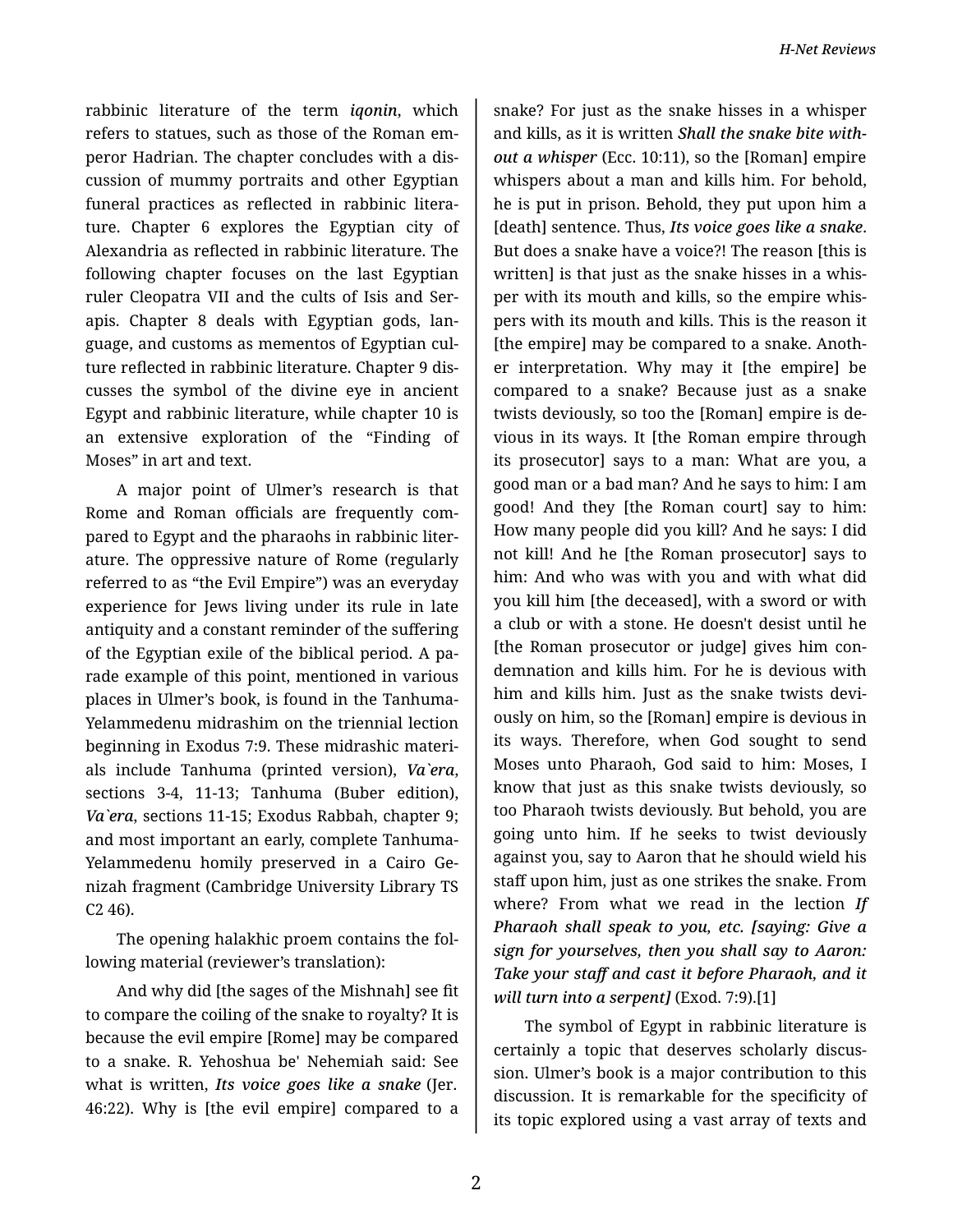rabbinic literature of the term *iqonin*, which refers to statues, such as those of the Roman emperor Hadrian. The chapter concludes with a discussion of mummy portraits and other Egyptian funeral practices as reflected in rabbinic literature. Chapter 6 explores the Egyptian city of Alexandria as reflected in rabbinic literature. The following chapter focuses on the last Egyptian ruler Cleopatra VII and the cults of Isis and Serapis. Chapter 8 deals with Egyptian gods, language, and customs as mementos of Egyptian culture reflected in rabbinic literature. Chapter 9 discusses the symbol of the divine eye in ancient Egypt and rabbinic literature, while chapter 10 is an extensive exploration of the "Finding of Moses" in art and text.

A major point of Ulmer's research is that Rome and Roman officials are frequently compared to Egypt and the pharaohs in rabbinic literature. The oppressive nature of Rome (regularly referred to as "the Evil Empire") was an everyday experience for Jews living under its rule in late antiquity and a constant reminder of the suffering of the Egyptian exile of the biblical period. A parade example of this point, mentioned in various places in Ulmer's book, is found in the Tanhuma-Yelammedenu midrashim on the triennial lection beginning in Exodus 7:9. These midrashic materials include Tanhuma (printed version), *Va`era*, sections 3-4, 11-13; Tanhuma (Buber edition), *Va`era*, sections 11-15; Exodus Rabbah, chapter 9; and most important an early, complete Tanhuma-Yelammedenu homily preserved in a Cairo Genizah fragment (Cambridge University Library TS C2 46).

The opening halakhic proem contains the following material (reviewer's translation):

And why did [the sages of the Mishnah] see fit to compare the coiling of the snake to royalty? It is because the evil empire [Rome] may be compared to a snake. R. Yehoshua be' Nehemiah said: See what is written, *Its voice goes like a snake* (Jer. 46:22). Why is [the evil empire] compared to a snake? For just as the snake hisses in a whisper and kills, as it is written *Shall the snake bite without a whisper* (Ecc. 10:11), so the [Roman] empire whispers about a man and kills him. For behold, he is put in prison. Behold, they put upon him a [death] sentence. Thus, *Its voice goes like a snake*. But does a snake have a voice?! The reason [this is written] is that just as the snake hisses in a whisper with its mouth and kills, so the empire whispers with its mouth and kills. This is the reason it [the empire] may be compared to a snake. Another interpretation. Why may it [the empire] be compared to a snake? Because just as a snake twists deviously, so too the [Roman] empire is devious in its ways. It [the Roman empire through its prosecutor] says to a man: What are you, a good man or a bad man? And he says to him: I am good! And they [the Roman court] say to him: How many people did you kill? And he says: I did not kill! And he [the Roman prosecutor] says to him: And who was with you and with what did you kill him [the deceased], with a sword or with a club or with a stone. He doesn't desist until he [the Roman prosecutor or judge] gives him condemnation and kills him. For he is devious with him and kills him. Just as the snake twists deviously on him, so the [Roman] empire is devious in its ways. Therefore, when God sought to send Moses unto Pharaoh, God said to him: Moses, I know that just as this snake twists deviously, so too Pharaoh twists deviously. But behold, you are going unto him. If he seeks to twist deviously against you, say to Aaron that he should wield his staff upon him, just as one strikes the snake. From where? From what we read in the lection ***If Pharaoh shall speak to you, etc. [saying: Give a sign for yourselves, then you shall say to Aaron: Take your staff and cast it before Pharaoh, and it will turn into a serpent]*** (Exod. 7:9).[1]

The symbol of Egypt in rabbinic literature is certainly a topic that deserves scholarly discussion. Ulmer's book is a major contribution to this discussion. It is remarkable for the specificity of its topic explored using a vast array of texts and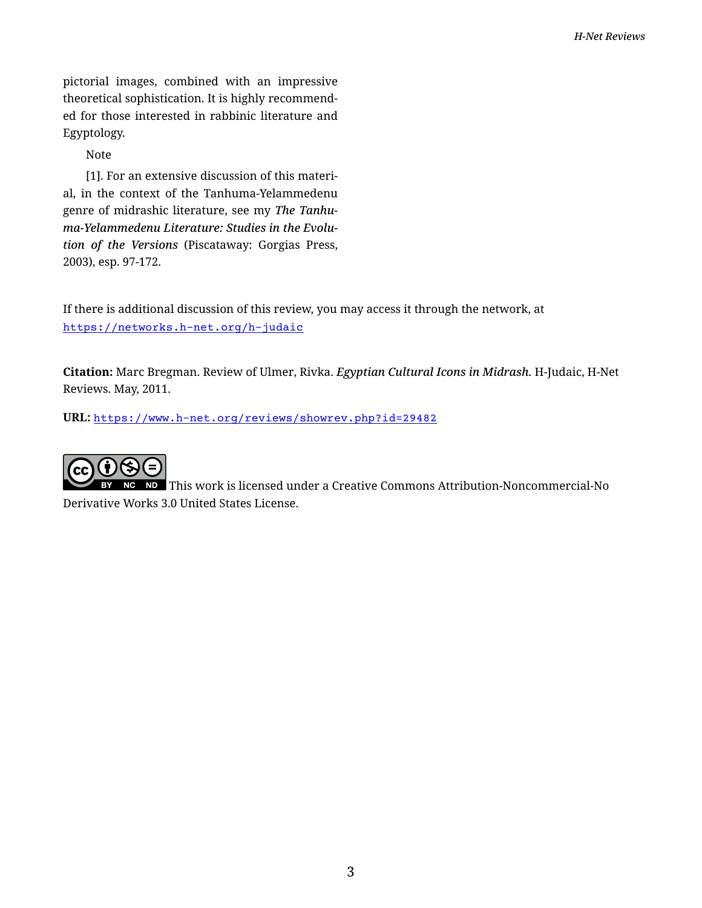pictorial images, combined with an impressive theoretical sophistication. It is highly recommended for those interested in rabbinic literature and Egyptology.

Note

[1]. For an extensive discussion of this material, in the context of the Tanhuma-Yelammedenu genre of midrashic literature, see my ***The Tanhuma-Yelammedenu Literature: Studies in the Evolution of the Versions*** (Piscataway: Gorgias Press, 2003), esp. 97-172.

If there is additional discussion of this review, you may access it through the network, at https://networks.h-net.org/h-judaic

**Citation:** Marc Bregman. Review of Ulmer, Rivka. ***Egyptian Cultural Icons in Midrash.*** H-Judaic, H-Net Reviews. May, 2011.

**URL:** https://www.h-net.org/reviews/showrev.php?id=29482

This work is licensed under a Creative Commons Attribution-Noncommercial-No Derivative Works 3.0 United States License.